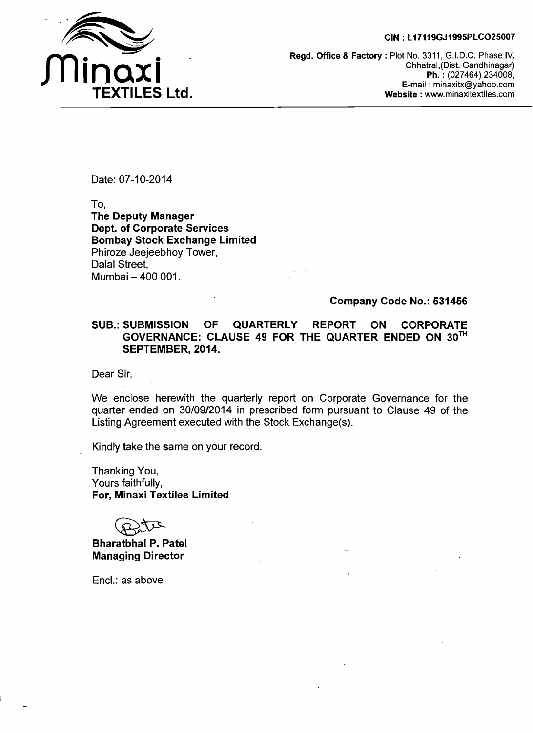CIN : L17119GJ1995PLCO25007

**Minaxi TEXTILES Ltd.**

**Regd. Office & Factory :** Plot No. 3311, G.I.D.C. Phase IV, Chhatral,(Dist. Gandhinagar)
**Ph. :** (027464) 234008,
**E-mail :** minaxitx@yahoo.com
**Website :** www.minaxitextiles.com

Date: 07-10-2014

To,
**The Deputy Manager**
**Dept. of Corporate Services**
**Bombay Stock Exchange Limited**
Phiroze Jeejeebhoy Tower,
Dalal Street,
Mumbai – 400 001.

**Company Code No.: 531456**

**SUB.: SUBMISSION OF QUARTERLY REPORT ON CORPORATE GOVERNANCE: CLAUSE 49 FOR THE QUARTER ENDED ON 30TH SEPTEMBER, 2014.**

Dear Sir,

We enclose herewith the quarterly report on Corporate Governance for the quarter ended on 30/09/2014 in prescribed form pursuant to Clause 49 of the Listing Agreement executed with the Stock Exchange(s).

Kindly take the same on your record.

Thanking You,
Yours faithfully,
**For, Minaxi Textiles Limited**

**Bharatbhai P. Patel**
**Managing Director**

Encl.: as above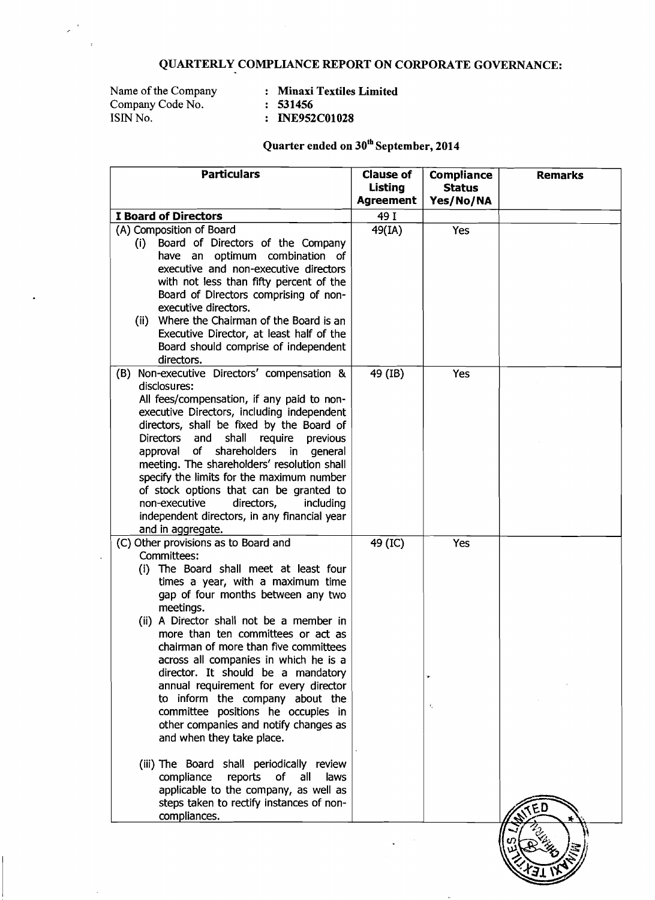# QUARTERLY COMPLIANCE REPORT ON CORPORATE GOVERNANCE:

Name of the Company : **Minaxi Textiles Limited**
Company Code No. : **531456**
ISIN No. : **INE952C01028**

## Quarter ended on 30th September, 2014

| Particulars | Clause of Listing Agreement | Compliance Status Yes/No/NA | Remarks |
|---|---|---|---|
| **I Board of Directors** | 49 I | | |
| (A) Composition of Board<br>(i) Board of Directors of the Company have an optimum combination of executive and non-executive directors with not less than fifty percent of the Board of Directors comprising of non-executive directors.<br>(ii) Where the Chairman of the Board is an Executive Director, at least half of the Board should comprise of independent directors. | 49(IA) | Yes | |
| (B) Non-executive Directors' compensation & disclosures:<br>All fees/compensation, if any paid to non-executive Directors, including independent directors, shall be fixed by the Board of Directors and shall require previous approval of shareholders in general meeting. The shareholders' resolution shall specify the limits for the maximum number of stock options that can be granted to non-executive directors, including independent directors, in any financial year and in aggregate. | 49 (IB) | Yes | |
| (C) Other provisions as to Board and Committees:<br>(i) The Board shall meet at least four times a year, with a maximum time gap of four months between any two meetings.<br>(ii) A Director shall not be a member in more than ten committees or act as chairman of more than five committees across all companies in which he is a director. It should be a mandatory annual requirement for every director to inform the company about the committee positions he occupies in other companies and notify changes as and when they take place.<br>(iii) The Board shall periodically review compliance reports of all laws applicable to the company, as well as steps taken to rectify instances of non-compliances. | 49 (IC) | Yes | |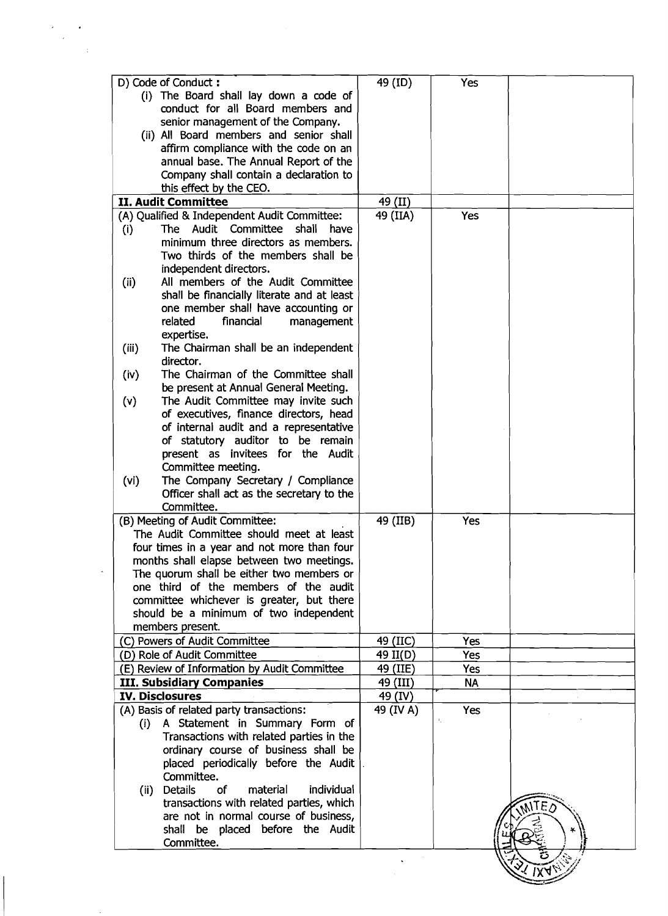| | | | |
|---|---|---|---|
| D) Code of Conduct :<br>(i) The Board shall lay down a code of conduct for all Board members and senior management of the Company.<br>(ii) All Board members and senior shall affirm compliance with the code on an annual base. The Annual Report of the Company shall contain a declaration to this effect by the CEO. | 49 (ID) | Yes | |
| **II. Audit Committee** | 49 (II) | | |
| (A) Qualified & Independent Audit Committee:<br>(i) The Audit Committee shall have minimum three directors as members. Two thirds of the members shall be independent directors.<br>(ii) All members of the Audit Committee shall be financially literate and at least one member shall have accounting or related financial management expertise.<br>(iii) The Chairman shall be an independent director.<br>(iv) The Chairman of the Committee shall be present at Annual General Meeting.<br>(v) The Audit Committee may invite such of executives, finance directors, head of internal audit and a representative of statutory auditor to be remain present as invitees for the Audit Committee meeting.<br>(vi) The Company Secretary / Compliance Officer shall act as the secretary to the Committee. | 49 (IIA) | Yes | |
| (B) Meeting of Audit Committee:<br>The Audit Committee should meet at least four times in a year and not more than four months shall elapse between two meetings. The quorum shall be either two members or one third of the members of the audit committee whichever is greater, but there should be a minimum of two independent members present. | 49 (IIB) | Yes | |
| (C) Powers of Audit Committee | 49 (IIC) | Yes | |
| (D) Role of Audit Committee | 49 II(D) | Yes | |
| (E) Review of Information by Audit Committee | 49 (IIE) | Yes | |
| **III. Subsidiary Companies** | 49 (III) | NA | |
| **IV. Disclosures** | 49 (IV) | | |
| (A) Basis of related party transactions:<br>(i) A Statement in Summary Form of Transactions with related parties in the ordinary course of business shall be placed periodically before the Audit Committee.<br>(ii) Details of material individual transactions with related parties, which are not in normal course of business, shall be placed before the Audit Committee. | 49 (IV A) | Yes | |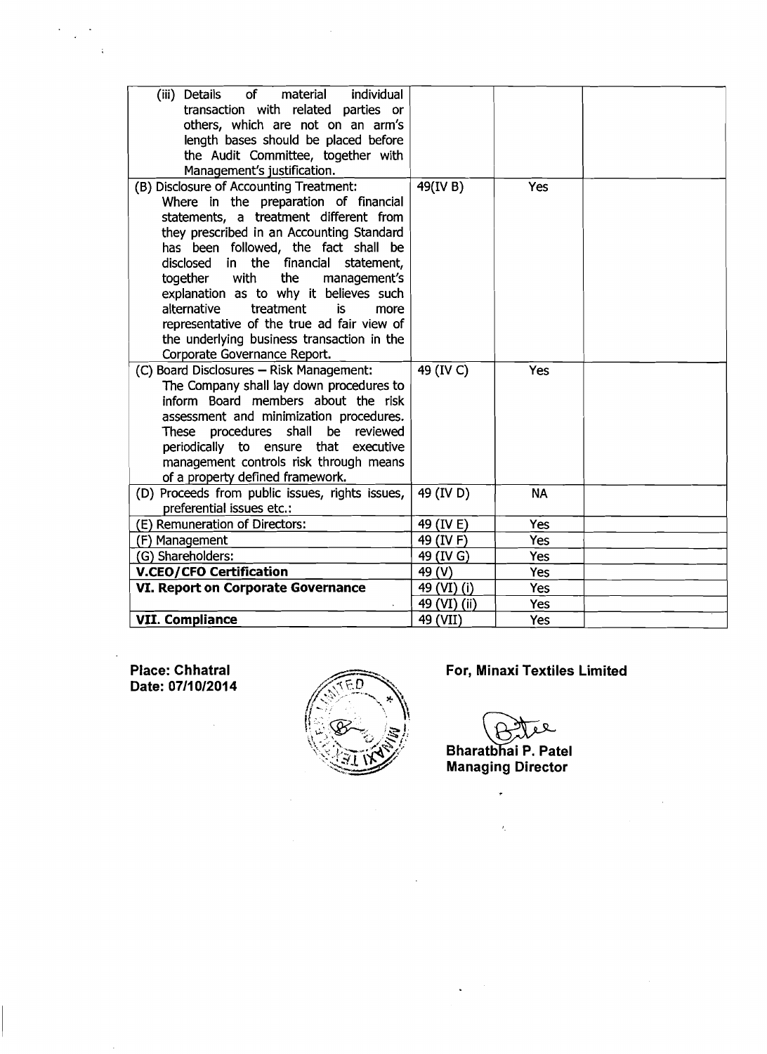| | | | |
|---|---|---|---|
| (iii) Details of material individual transaction with related parties or others, which are not on an arm's length bases should be placed before the Audit Committee, together with Management's justification. | | | |
| (B) Disclosure of Accounting Treatment: Where in the preparation of financial statements, a treatment different from they prescribed in an Accounting Standard has been followed, the fact shall be disclosed in the financial statement, together with the management's explanation as to why it believes such alternative treatment is more representative of the true ad fair view of the underlying business transaction in the Corporate Governance Report. | 49(IV B) | Yes | |
| (C) Board Disclosures – Risk Management: The Company shall lay down procedures to inform Board members about the risk assessment and minimization procedures. These procedures shall be reviewed periodically to ensure that executive management controls risk through means of a property defined framework. | 49 (IV C) | Yes | |
| (D) Proceeds from public issues, rights issues, preferential issues etc.: | 49 (IV D) | NA | |
| (E) Remuneration of Directors: | 49 (IV E) | Yes | |
| (F) Management | 49 (IV F) | Yes | |
| (G) Shareholders: | 49 (IV G) | Yes | |
| **V.CEO/CFO Certification** | 49 (V) | Yes | |
| **VI. Report on Corporate Governance** | 49 (VI) (i) | Yes | |
| | 49 (VI) (ii) | Yes | |
| **VII. Compliance** | 49 (VII) | Yes | |

**Place: Chhatral**
**Date: 07/10/2014**

**For, Minaxi Textiles Limited**

**Bharatbhai P. Patel**
**Managing Director**